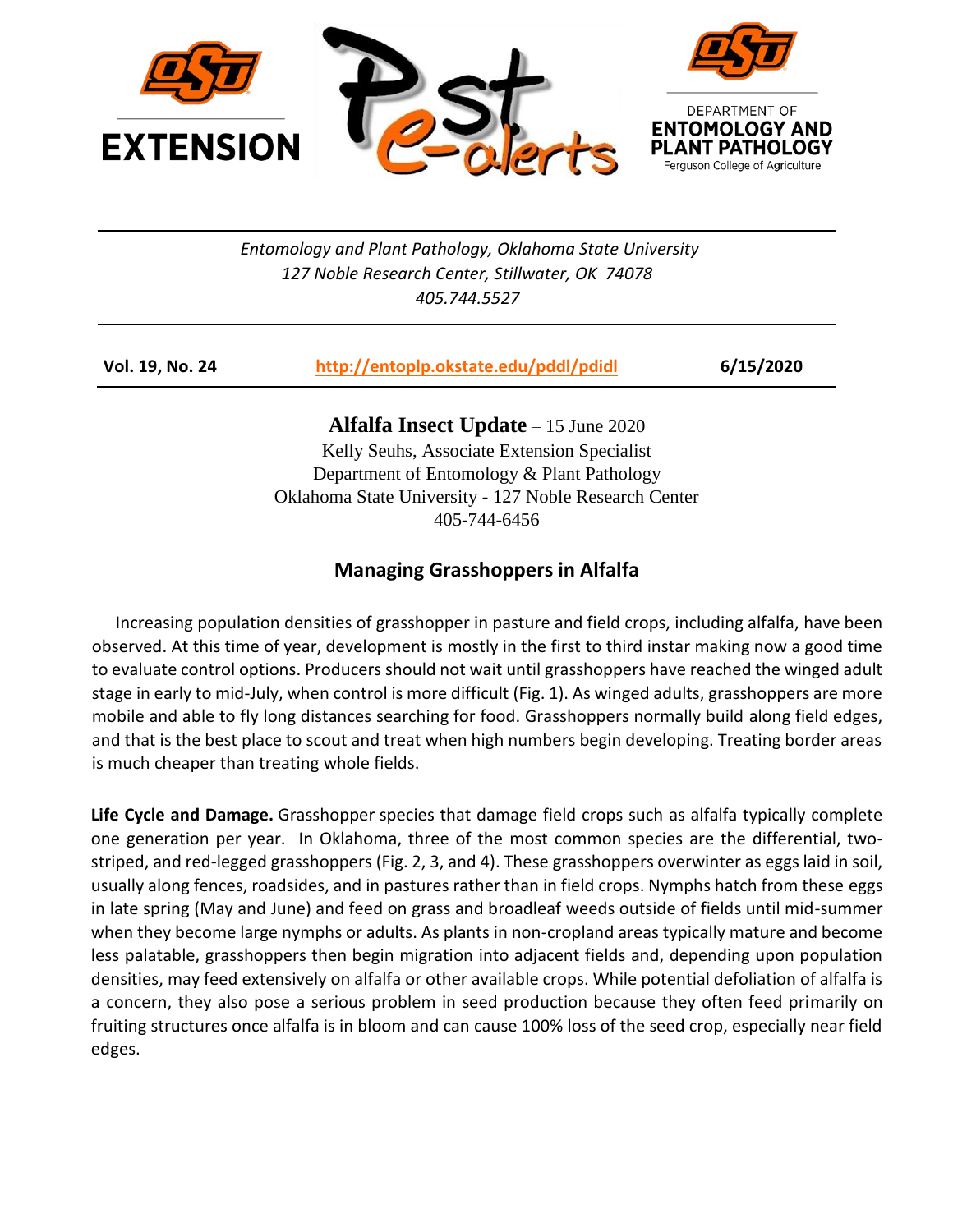EXTENSION

Pest e-alerts

DEPARTMENT OF ENTOMOLOGY AND PLANT PATHOLOGY
Ferguson College of Agriculture

*Entomology and Plant Pathology, Oklahoma State University*
*127 Noble Research Center, Stillwater, OK 74078*
*405.744.5527*

**Vol. 19, No. 24** **http://entoplp.okstate.edu/pddl/pdidl** **6/15/2020**

**Alfalfa Insect Update** – 15 June 2020
Kelly Seuhs, Associate Extension Specialist
Department of Entomology & Plant Pathology
Oklahoma State University - 127 Noble Research Center
405-744-6456

## Managing Grasshoppers in Alfalfa

Increasing population densities of grasshopper in pasture and field crops, including alfalfa, have been observed. At this time of year, development is mostly in the first to third instar making now a good time to evaluate control options. Producers should not wait until grasshoppers have reached the winged adult stage in early to mid-July, when control is more difficult (Fig. 1). As winged adults, grasshoppers are more mobile and able to fly long distances searching for food. Grasshoppers normally build along field edges, and that is the best place to scout and treat when high numbers begin developing. Treating border areas is much cheaper than treating whole fields.

**Life Cycle and Damage.** Grasshopper species that damage field crops such as alfalfa typically complete one generation per year. In Oklahoma, three of the most common species are the differential, two-striped, and red-legged grasshoppers (Fig. 2, 3, and 4). These grasshoppers overwinter as eggs laid in soil, usually along fences, roadsides, and in pastures rather than in field crops. Nymphs hatch from these eggs in late spring (May and June) and feed on grass and broadleaf weeds outside of fields until mid-summer when they become large nymphs or adults. As plants in non-cropland areas typically mature and become less palatable, grasshoppers then begin migration into adjacent fields and, depending upon population densities, may feed extensively on alfalfa or other available crops. While potential defoliation of alfalfa is a concern, they also pose a serious problem in seed production because they often feed primarily on fruiting structures once alfalfa is in bloom and can cause 100% loss of the seed crop, especially near field edges.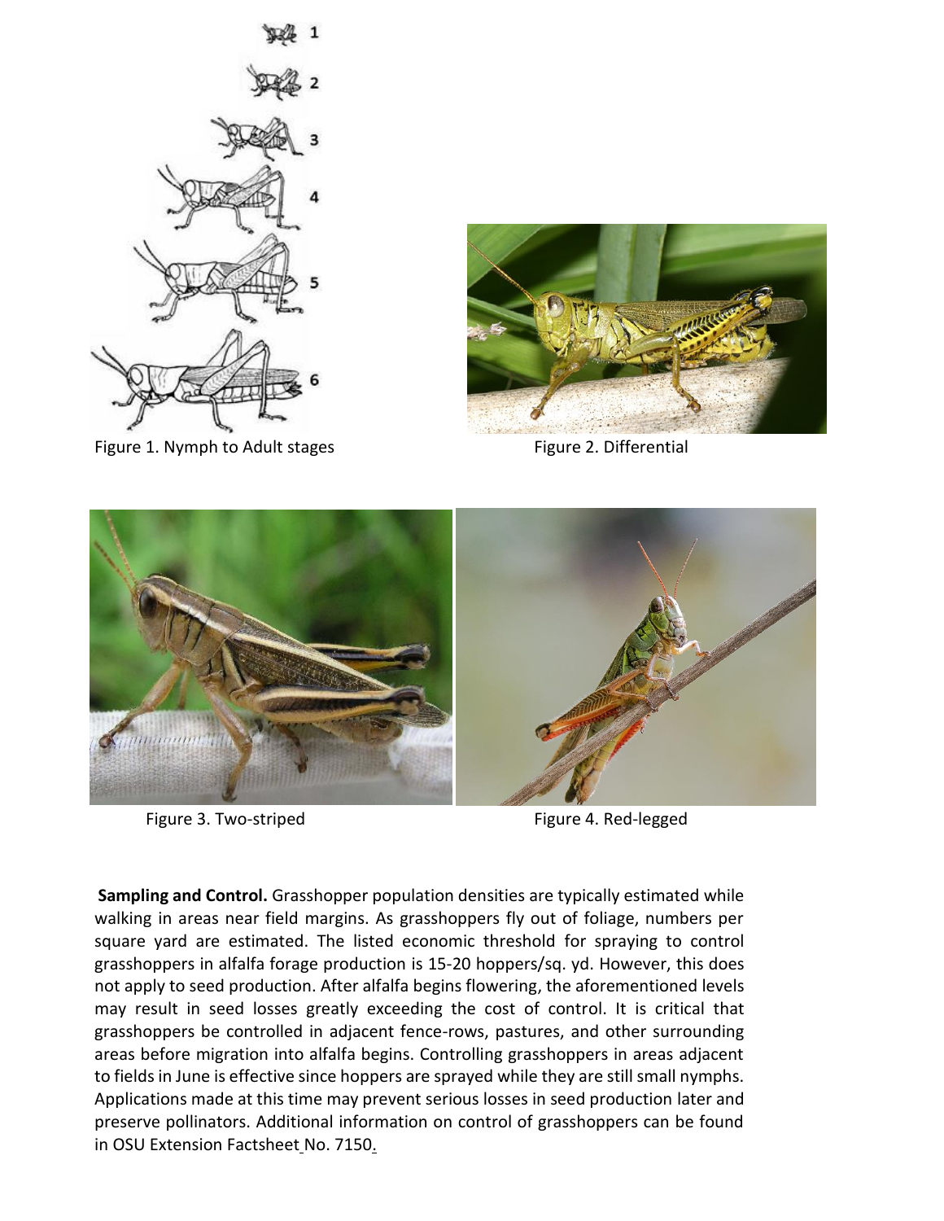Figure 1. Nymph to Adult stages

Figure 2. Differential

Figure 3. Two-striped

Figure 4. Red-legged

**Sampling and Control.** Grasshopper population densities are typically estimated while walking in areas near field margins. As grasshoppers fly out of foliage, numbers per square yard are estimated. The listed economic threshold for spraying to control grasshoppers in alfalfa forage production is 15-20 hoppers/sq. yd. However, this does not apply to seed production. After alfalfa begins flowering, the aforementioned levels may result in seed losses greatly exceeding the cost of control. It is critical that grasshoppers be controlled in adjacent fence-rows, pastures, and other surrounding areas before migration into alfalfa begins. Controlling grasshoppers in areas adjacent to fields in June is effective since hoppers are sprayed while they are still small nymphs. Applications made at this time may prevent serious losses in seed production later and preserve pollinators. Additional information on control of grasshoppers can be found in OSU Extension Factsheet No. 7150.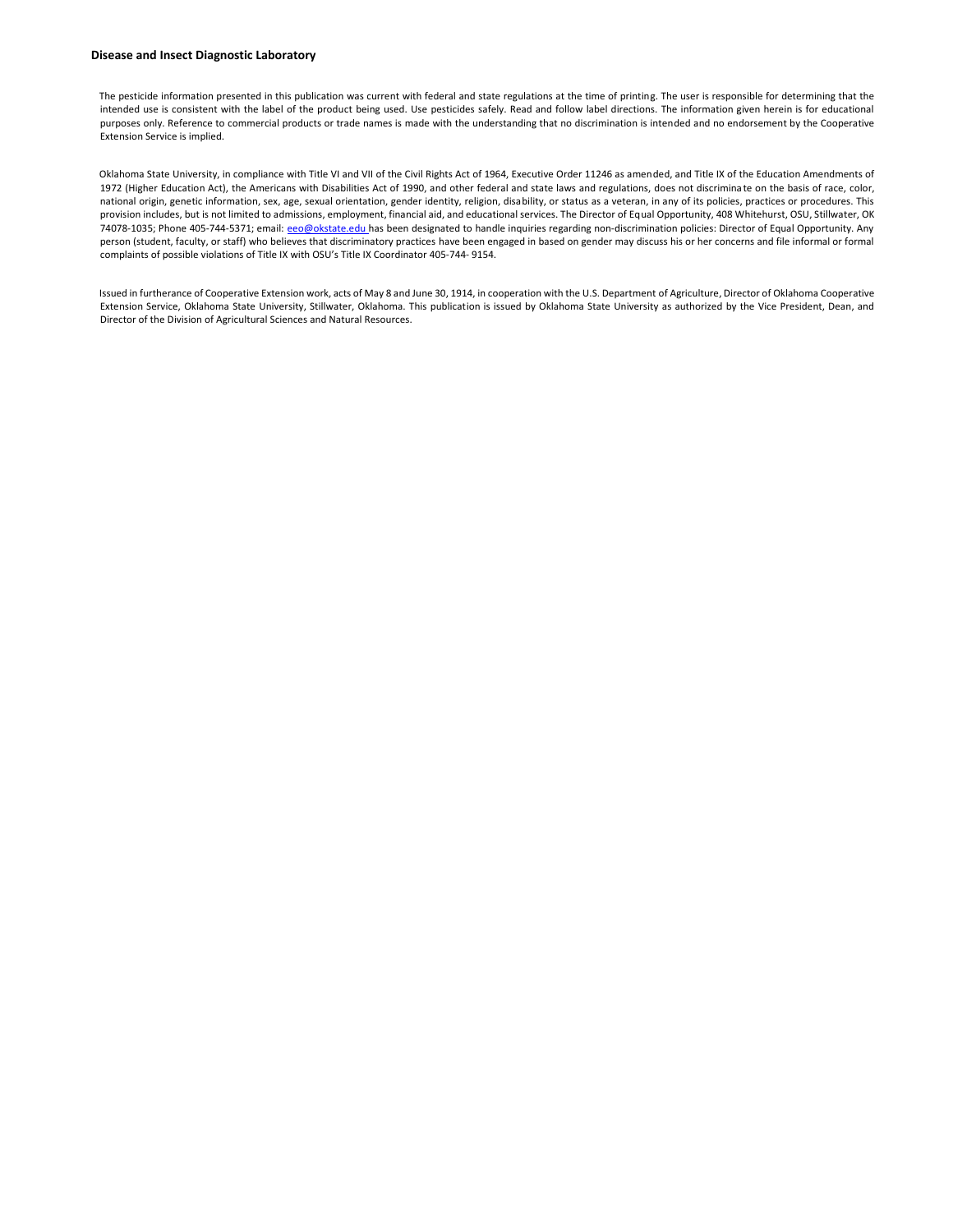**Disease and Insect Diagnostic Laboratory**

The pesticide information presented in this publication was current with federal and state regulations at the time of printing. The user is responsible for determining that the intended use is consistent with the label of the product being used. Use pesticides safely. Read and follow label directions. The information given herein is for educational purposes only. Reference to commercial products or trade names is made with the understanding that no discrimination is intended and no endorsement by the Cooperative Extension Service is implied.

Oklahoma State University, in compliance with Title VI and VII of the Civil Rights Act of 1964, Executive Order 11246 as amended, and Title IX of the Education Amendments of 1972 (Higher Education Act), the Americans with Disabilities Act of 1990, and other federal and state laws and regulations, does not discriminate on the basis of race, color, national origin, genetic information, sex, age, sexual orientation, gender identity, religion, disability, or status as a veteran, in any of its policies, practices or procedures. This provision includes, but is not limited to admissions, employment, financial aid, and educational services. The Director of Equal Opportunity, 408 Whitehurst, OSU, Stillwater, OK 74078-1035; Phone 405-744-5371; email: eeo@okstate.edu has been designated to handle inquiries regarding non-discrimination policies: Director of Equal Opportunity. Any person (student, faculty, or staff) who believes that discriminatory practices have been engaged in based on gender may discuss his or her concerns and file informal or formal complaints of possible violations of Title IX with OSU's Title IX Coordinator 405-744- 9154.

Issued in furtherance of Cooperative Extension work, acts of May 8 and June 30, 1914, in cooperation with the U.S. Department of Agriculture, Director of Oklahoma Cooperative Extension Service, Oklahoma State University, Stillwater, Oklahoma. This publication is issued by Oklahoma State University as authorized by the Vice President, Dean, and Director of the Division of Agricultural Sciences and Natural Resources.